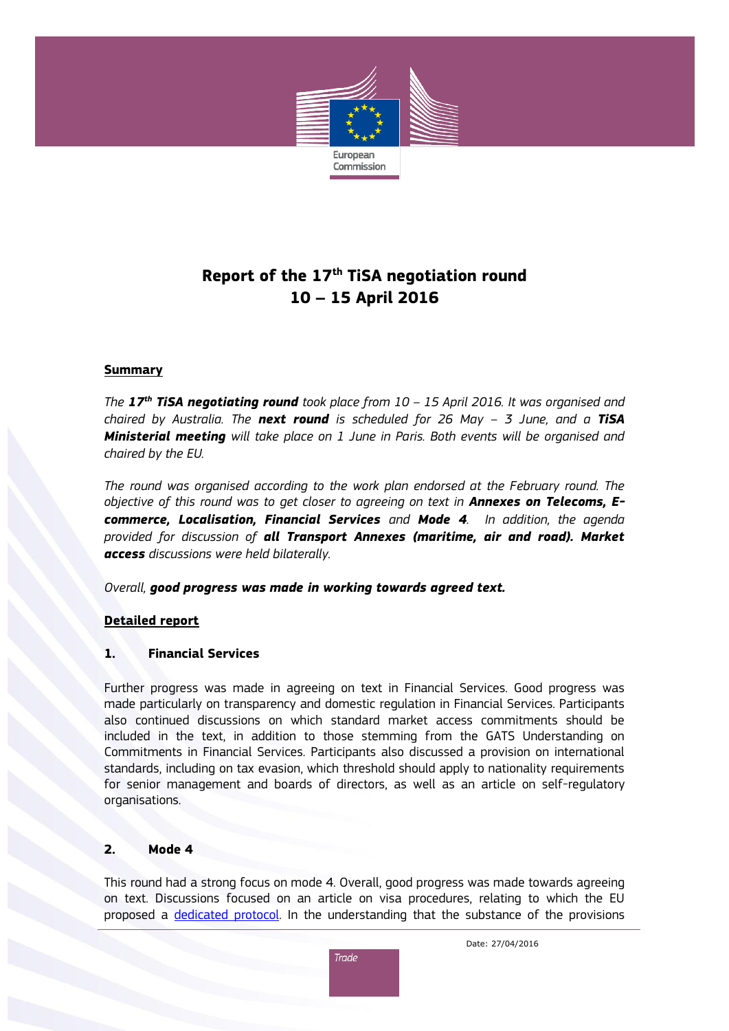# Report of the 17th TiSA negotiation round
# 10 – 15 April 2016

## Summary

*The **17th TiSA negotiating round** took place from 10 – 15 April 2016. It was organised and chaired by Australia. The **next round** is scheduled for 26 May – 3 June, and a **TiSA Ministerial meeting** will take place on 1 June in Paris. Both events will be organised and chaired by the EU.*

*The round was organised according to the work plan endorsed at the February round. The objective of this round was to get closer to agreeing on text in **Annexes on Telecoms, E-commerce, Localisation, Financial Services** and **Mode 4**. In addition, the agenda provided for discussion of **all Transport Annexes (maritime, air and road). Market access** discussions were held bilaterally.*

*Overall, **good progress was made in working towards agreed text.***

## Detailed report

### 1. Financial Services

Further progress was made in agreeing on text in Financial Services. Good progress was made particularly on transparency and domestic regulation in Financial Services. Participants also continued discussions on which standard market access commitments should be included in the text, in addition to those stemming from the GATS Understanding on Commitments in Financial Services. Participants also discussed a provision on international standards, including on tax evasion, which threshold should apply to nationality requirements for senior management and boards of directors, as well as an article on self-regulatory organisations.

### 2. Mode 4

This round had a strong focus on mode 4. Overall, good progress was made towards agreeing on text. Discussions focused on an article on visa procedures, relating to which the EU proposed a dedicated protocol. In the understanding that the substance of the provisions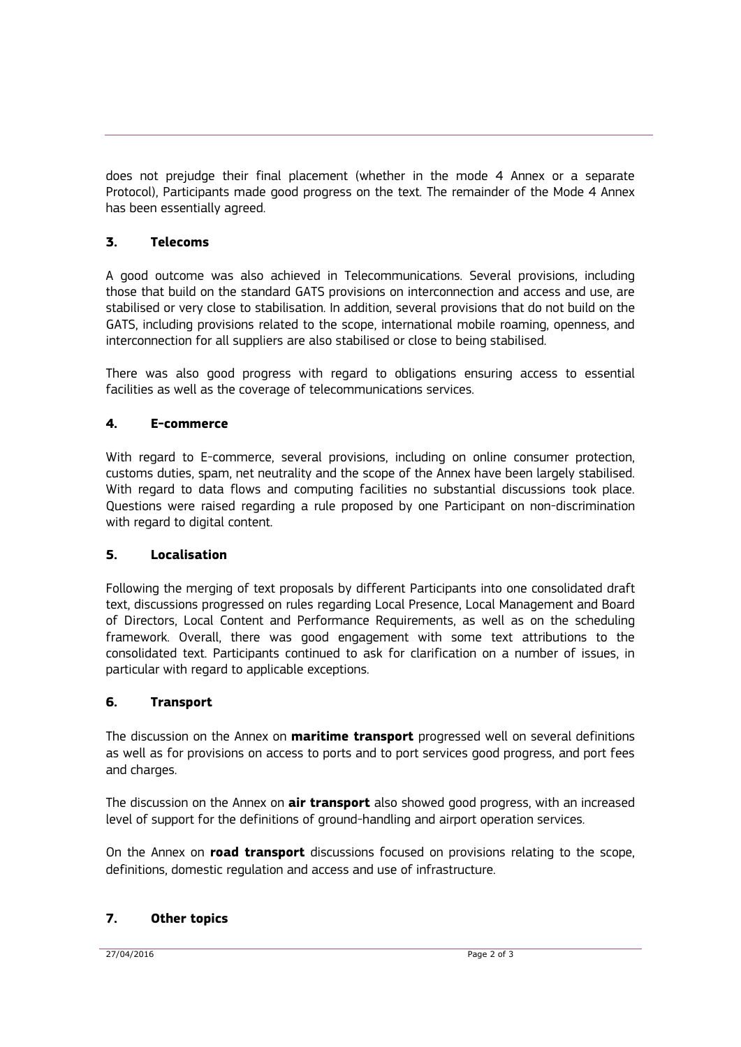does not prejudge their final placement (whether in the mode 4 Annex or a separate Protocol), Participants made good progress on the text. The remainder of the Mode 4 Annex has been essentially agreed.

## 3. Telecoms

A good outcome was also achieved in Telecommunications. Several provisions, including those that build on the standard GATS provisions on interconnection and access and use, are stabilised or very close to stabilisation. In addition, several provisions that do not build on the GATS, including provisions related to the scope, international mobile roaming, openness, and interconnection for all suppliers are also stabilised or close to being stabilised.

There was also good progress with regard to obligations ensuring access to essential facilities as well as the coverage of telecommunications services.

## 4. E-commerce

With regard to E-commerce, several provisions, including on online consumer protection, customs duties, spam, net neutrality and the scope of the Annex have been largely stabilised. With regard to data flows and computing facilities no substantial discussions took place. Questions were raised regarding a rule proposed by one Participant on non-discrimination with regard to digital content.

## 5. Localisation

Following the merging of text proposals by different Participants into one consolidated draft text, discussions progressed on rules regarding Local Presence, Local Management and Board of Directors, Local Content and Performance Requirements, as well as on the scheduling framework. Overall, there was good engagement with some text attributions to the consolidated text. Participants continued to ask for clarification on a number of issues, in particular with regard to applicable exceptions.

## 6. Transport

The discussion on the Annex on **maritime transport** progressed well on several definitions as well as for provisions on access to ports and to port services good progress, and port fees and charges.

The discussion on the Annex on **air transport** also showed good progress, with an increased level of support for the definitions of ground-handling and airport operation services.

On the Annex on **road transport** discussions focused on provisions relating to the scope, definitions, domestic regulation and access and use of infrastructure.

## 7. Other topics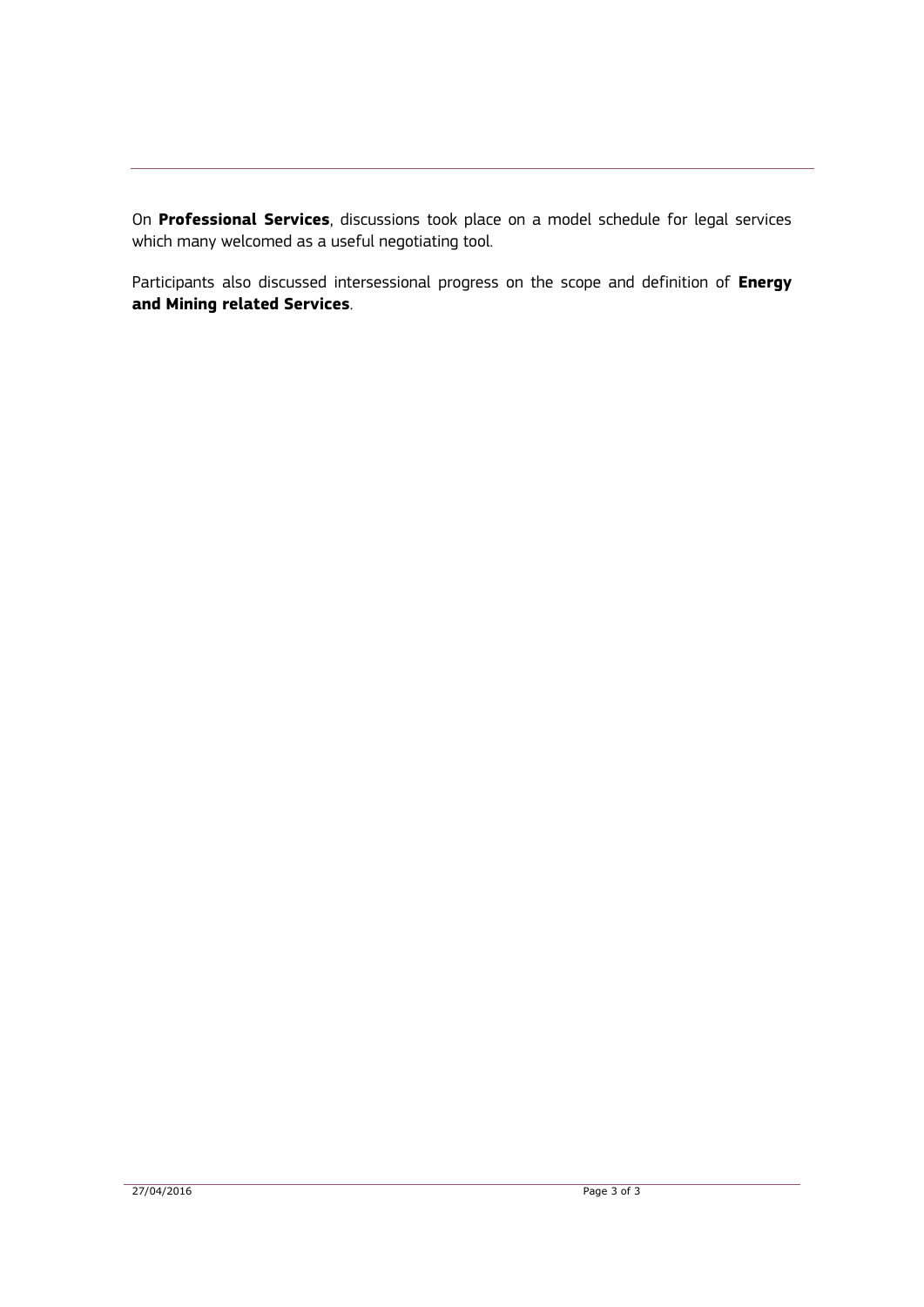On **Professional Services**, discussions took place on a model schedule for legal services which many welcomed as a useful negotiating tool.

Participants also discussed intersessional progress on the scope and definition of **Energy and Mining related Services**.